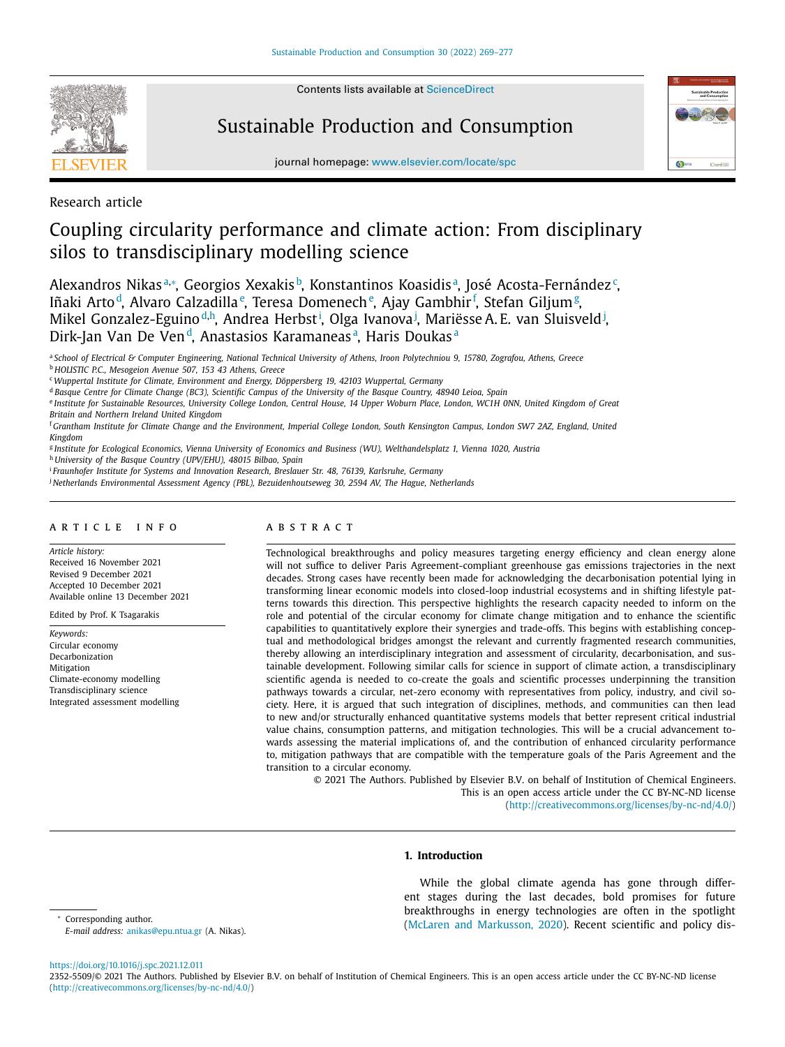Research article

# Coupling circularity performance and climate action: From disciplinary silos to transdisciplinary modelling science

Alexandros Nikas[a,*], Georgios Xexakis[b], Konstantinos Koasidis[a], José Acosta-Fernández[c], Iñaki Arto[d], Alvaro Calzadilla[e], Teresa Domenech[e], Ajay Gambhir[f], Stefan Giljum[g], Mikel Gonzalez-Eguino[d,h], Andrea Herbst[i], Olga Ivanova[j], Mariësse A.E. van Sluisveld[j], Dirk-Jan Van De Ven[d], Anastasios Karamaneas[a], Haris Doukas[a]

[a] School of Electrical & Computer Engineering, National Technical University of Athens, Iroon Polytechniou 9, 15780, Zografou, Athens, Greece
[b] HOLISTIC P.C., Mesogeion Avenue 507, 153 43 Athens, Greece
[c] Wuppertal Institute for Climate, Environment and Energy, Döppersberg 19, 42103 Wuppertal, Germany
[d] Basque Centre for Climate Change (BC3), Scientific Campus of the University of the Basque Country, 48940 Leioa, Spain
[e] Institute for Sustainable Resources, University College London, Central House, 14 Upper Woburn Place, London, WC1H 0NN, United Kingdom of Great Britain and Northern Ireland United Kingdom
[f] Grantham Institute for Climate Change and the Environment, Imperial College London, South Kensington Campus, London SW7 2AZ, England, United Kingdom
[g] Institute for Ecological Economics, Vienna University of Economics and Business (WU), Welthandelsplatz 1, Vienna 1020, Austria
[h] University of the Basque Country (UPV/EHU), 48015 Bilbao, Spain
[i] Fraunhofer Institute for Systems and Innovation Research, Breslauer Str. 48, 76139, Karlsruhe, Germany
[j] Netherlands Environmental Assessment Agency (PBL), Bezuidenhoutseweg 30, 2594 AV, The Hague, Netherlands

## ARTICLE INFO

*Article history:*
Received 16 November 2021
Revised 9 December 2021
Accepted 10 December 2021
Available online 13 December 2021

Edited by Prof. K Tsagarakis

*Keywords:*
Circular economy
Decarbonization
Mitigation
Climate-economy modelling
Transdisciplinary science
Integrated assessment modelling

## ABSTRACT

Technological breakthroughs and policy measures targeting energy efficiency and clean energy alone will not suffice to deliver Paris Agreement-compliant greenhouse gas emissions trajectories in the next decades. Strong cases have recently been made for acknowledging the decarbonisation potential lying in transforming linear economic models into closed-loop industrial ecosystems and in shifting lifestyle patterns towards this direction. This perspective highlights the research capacity needed to inform on the role and potential of the circular economy for climate change mitigation and to enhance the scientific capabilities to quantitatively explore their synergies and trade-offs. This begins with establishing conceptual and methodological bridges amongst the relevant and currently fragmented research communities, thereby allowing an interdisciplinary integration and assessment of circularity, decarbonisation, and sustainable development. Following similar calls for science in support of climate action, a transdisciplinary scientific agenda is needed to co-create the goals and scientific processes underpinning the transition pathways towards a circular, net-zero economy with representatives from policy, industry, and civil society. Here, it is argued that such integration of disciplines, methods, and communities can then lead to new and/or structurally enhanced quantitative systems models that better represent critical industrial value chains, consumption patterns, and mitigation technologies. This will be a crucial advancement towards assessing the material implications of, and the contribution of enhanced circularity performance to, mitigation pathways that are compatible with the temperature goals of the Paris Agreement and the transition to a circular economy.

© 2021 The Authors. Published by Elsevier B.V. on behalf of Institution of Chemical Engineers. This is an open access article under the CC BY-NC-ND license (http://creativecommons.org/licenses/by-nc-nd/4.0/)

## 1. Introduction

While the global climate agenda has gone through different stages during the last decades, bold promises for future breakthroughs in energy technologies are often in the spotlight (McLaren and Markusson, 2020). Recent scientific and policy dis-

* Corresponding author.
*E-mail address:* anikas@epu.ntua.gr (A. Nikas).

https://doi.org/10.1016/j.spc.2021.12.011
2352-5509/© 2021 The Authors. Published by Elsevier B.V. on behalf of Institution of Chemical Engineers. This is an open access article under the CC BY-NC-ND license (http://creativecommons.org/licenses/by-nc-nd/4.0/)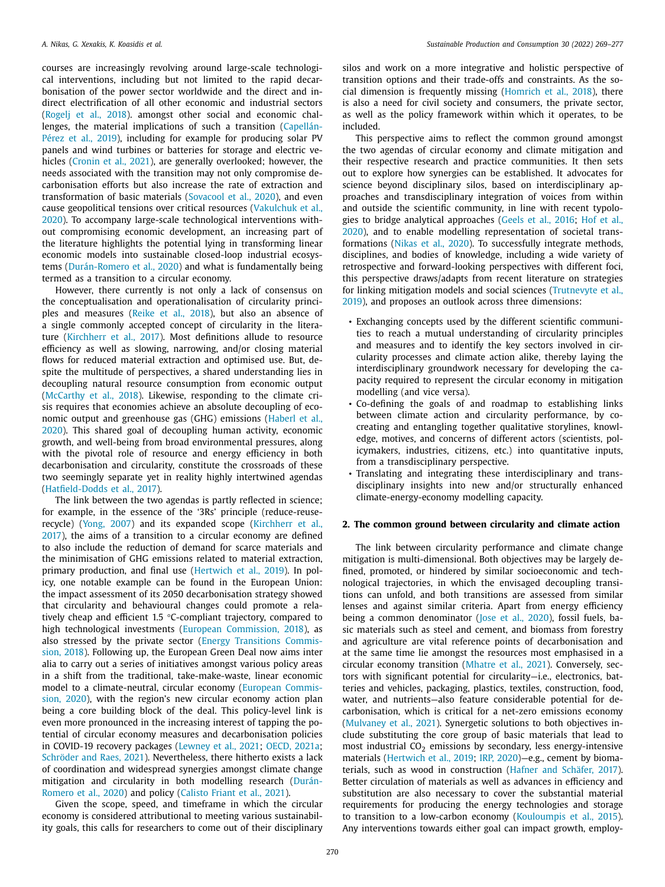courses are increasingly revolving around large-scale technological interventions, including but not limited to the rapid decarbonisation of the power sector worldwide and the direct and indirect electrification of all other economic and industrial sectors (Rogelj et al., 2018). amongst other social and economic challenges, the material implications of such a transition (Capellán-Pérez et al., 2019), including for example for producing solar PV panels and wind turbines or batteries for storage and electric vehicles (Cronin et al., 2021), are generally overlooked; however, the needs associated with the transition may not only compromise decarbonisation efforts but also increase the rate of extraction and transformation of basic materials (Sovacool et al., 2020), and even cause geopolitical tensions over critical resources (Vakulchuk et al., 2020). To accompany large-scale technological interventions without compromising economic development, an increasing part of the literature highlights the potential lying in transforming linear economic models into sustainable closed-loop industrial ecosystems (Durán-Romero et al., 2020) and what is fundamentally being termed as a transition to a circular economy.

However, there currently is not only a lack of consensus on the conceptualisation and operationalisation of circularity principles and measures (Reike et al., 2018), but also an absence of a single commonly accepted concept of circularity in the literature (Kirchherr et al., 2017). Most definitions allude to resource efficiency as well as slowing, narrowing, and/or closing material flows for reduced material extraction and optimised use. But, despite the multitude of perspectives, a shared understanding lies in decoupling natural resource consumption from economic output (McCarthy et al., 2018). Likewise, responding to the climate crisis requires that economies achieve an absolute decoupling of economic output and greenhouse gas (GHG) emissions (Haberl et al., 2020). This shared goal of decoupling human activity, economic growth, and well-being from broad environmental pressures, along with the pivotal role of resource and energy efficiency in both decarbonisation and circularity, constitute the crossroads of these two seemingly separate yet in reality highly intertwined agendas (Hatfield-Dodds et al., 2017).

The link between the two agendas is partly reflected in science; for example, in the essence of the '3Rs' principle (reduce-reuse-recycle) (Yong, 2007) and its expanded scope (Kirchherr et al., 2017), the aims of a transition to a circular economy are defined to also include the reduction of demand for scarce materials and the minimisation of GHG emissions related to material extraction, primary production, and final use (Hertwich et al., 2019). In policy, one notable example can be found in the European Union: the impact assessment of its 2050 decarbonisation strategy showed that circularity and behavioural changes could promote a relatively cheap and efficient 1.5 °C-compliant trajectory, compared to high technological investments (European Commission, 2018), as also stressed by the private sector (Energy Transitions Commission, 2018). Following up, the European Green Deal now aims inter alia to carry out a series of initiatives amongst various policy areas in a shift from the traditional, take-make-waste, linear economic model to a climate-neutral, circular economy (European Commission, 2020), with the region's new circular economy action plan being a core building block of the deal. This policy-level link is even more pronounced in the increasing interest of tapping the potential of circular economy measures and decarbonisation policies in COVID-19 recovery packages (Lewney et al., 2021; OECD, 2021a; Schröder and Raes, 2021). Nevertheless, there hitherto exists a lack of coordination and widespread synergies amongst climate change mitigation and circularity in both modelling research (Durán-Romero et al., 2020) and policy (Calisto Friant et al., 2021).

Given the scope, speed, and timeframe in which the circular economy is considered attributional to meeting various sustainability goals, this calls for researchers to come out of their disciplinary silos and work on a more integrative and holistic perspective of transition options and their trade-offs and constraints. As the social dimension is frequently missing (Homrich et al., 2018), there is also a need for civil society and consumers, the private sector, as well as the policy framework within which it operates, to be included.

This perspective aims to reflect the common ground amongst the two agendas of circular economy and climate mitigation and their respective research and practice communities. It then sets out to explore how synergies can be established. It advocates for science beyond disciplinary silos, based on interdisciplinary approaches and transdisciplinary integration of voices from within and outside the scientific community, in line with recent typologies to bridge analytical approaches (Geels et al., 2016; Hof et al., 2020), and to enable modelling representation of societal transformations (Nikas et al., 2020). To successfully integrate methods, disciplines, and bodies of knowledge, including a wide variety of retrospective and forward-looking perspectives with different foci, this perspective draws/adapts from recent literature on strategies for linking mitigation models and social sciences (Trutnevyte et al., 2019), and proposes an outlook across three dimensions:

- Exchanging concepts used by the different scientific communities to reach a mutual understanding of circularity principles and measures and to identify the key sectors involved in circularity processes and climate action alike, thereby laying the interdisciplinary groundwork necessary for developing the capacity required to represent the circular economy in mitigation modelling (and vice versa).
- Co-defining the goals of and roadmap to establishing links between climate action and circularity performance, by co-creating and entangling together qualitative storylines, knowledge, motives, and concerns of different actors (scientists, policymakers, industries, citizens, etc.) into quantitative inputs, from a transdisciplinary perspective.
- Translating and integrating these interdisciplinary and transdisciplinary insights into new and/or structurally enhanced climate-energy-economy modelling capacity.

## 2. The common ground between circularity and climate action

The link between circularity performance and climate change mitigation is multi-dimensional. Both objectives may be largely defined, promoted, or hindered by similar socioeconomic and technological trajectories, in which the envisaged decoupling transitions can unfold, and both transitions are assessed from similar lenses and against similar criteria. Apart from energy efficiency being a common denominator (Jose et al., 2020), fossil fuels, basic materials such as steel and cement, and biomass from forestry and agriculture are vital reference points of decarbonisation and at the same time lie amongst the resources most emphasised in a circular economy transition (Mhatre et al., 2021). Conversely, sectors with significant potential for circularity—i.e., electronics, batteries and vehicles, packaging, plastics, textiles, construction, food, water, and nutrients—also feature considerable potential for decarbonisation, which is critical for a net-zero emissions economy (Mulvaney et al., 2021). Synergetic solutions to both objectives include substituting the core group of basic materials that lead to most industrial $CO_2$ emissions by secondary, less energy-intensive materials (Hertwich et al., 2019; IRP, 2020)—e.g., cement by biomaterials, such as wood in construction (Hafner and Schäfer, 2017). Better circulation of materials as well as advances in efficiency and substitution are also necessary to cover the substantial material requirements for producing the energy technologies and storage to transition to a low-carbon economy (Kouloumpis et al., 2015). Any interventions towards either goal can impact growth, employ-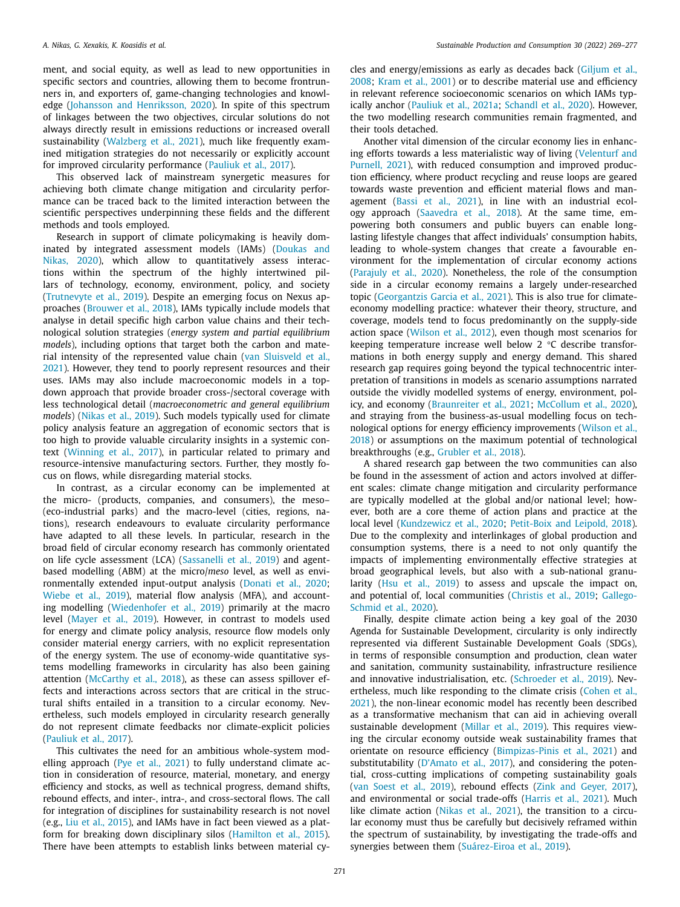ment, and social equity, as well as lead to new opportunities in specific sectors and countries, allowing them to become frontrunners in, and exporters of, game-changing technologies and knowledge (Johansson and Henriksson, 2020). In spite of this spectrum of linkages between the two objectives, circular solutions do not always directly result in emissions reductions or increased overall sustainability (Walzberg et al., 2021), much like frequently examined mitigation strategies do not necessarily or explicitly account for improved circularity performance (Pauliuk et al., 2017).

This observed lack of mainstream synergetic measures for achieving both climate change mitigation and circularity performance can be traced back to the limited interaction between the scientific perspectives underpinning these fields and the different methods and tools employed.

Research in support of climate policymaking is heavily dominated by integrated assessment models (IAMs) (Doukas and Nikas, 2020), which allow to quantitatively assess interactions within the spectrum of the highly intertwined pillars of technology, economy, environment, policy, and society (Trutnevyte et al., 2019). Despite an emerging focus on Nexus approaches (Brouwer et al., 2018), IAMs typically include models that analyse in detail specific high carbon value chains and their technological solution strategies (*energy system and partial equilibrium models*), including options that target both the carbon and material intensity of the represented value chain (van Sluisveld et al., 2021). However, they tend to poorly represent resources and their uses. IAMs may also include macroeconomic models in a top-down approach that provide broader cross-/sectoral coverage with less technological detail (*macroeconometric and general equilibrium models*) (Nikas et al., 2019). Such models typically used for climate policy analysis feature an aggregation of economic sectors that is too high to provide valuable circularity insights in a systemic context (Winning et al., 2017), in particular related to primary and resource-intensive manufacturing sectors. Further, they mostly focus on flows, while disregarding material stocks.

In contrast, as a circular economy can be implemented at the micro- (products, companies, and consumers), the meso– (eco-industrial parks) and the macro-level (cities, regions, nations), research endeavours to evaluate circularity performance have adapted to all these levels. In particular, research in the broad field of circular economy research has commonly orientated on life cycle assessment (LCA) (Sassanelli et al., 2019) and agent-based modelling (ABM) at the micro/*meso* level, as well as environmentally extended input-output analysis (Donati et al., 2020; Wiebe et al., 2019), material flow analysis (MFA), and accounting modelling (Wiedenhofer et al., 2019) primarily at the macro level (Mayer et al., 2019). However, in contrast to models used for energy and climate policy analysis, resource flow models only consider material energy carriers, with no explicit representation of the energy system. The use of economy-wide quantitative systems modelling frameworks in circularity has also been gaining attention (McCarthy et al., 2018), as these can assess spillover effects and interactions across sectors that are critical in the structural shifts entailed in a transition to a circular economy. Nevertheless, such models employed in circularity research generally do not represent climate feedbacks nor climate-explicit policies (Pauliuk et al., 2017).

This cultivates the need for an ambitious whole-system modelling approach (Pye et al., 2021) to fully understand climate action in consideration of resource, material, monetary, and energy efficiency and stocks, as well as technical progress, demand shifts, rebound effects, and inter-, intra-, and cross-sectoral flows. The call for integration of disciplines for sustainability research is not novel (e.g., Liu et al., 2015), and IAMs have in fact been viewed as a platform for breaking down disciplinary silos (Hamilton et al., 2015). There have been attempts to establish links between material cycles and energy/emissions as early as decades back (Giljum et al., 2008; Kram et al., 2001) or to describe material use and efficiency in relevant reference socioeconomic scenarios on which IAMs typically anchor (Pauliuk et al., 2021a; Schandl et al., 2020). However, the two modelling research communities remain fragmented, and their tools detached.

Another vital dimension of the circular economy lies in enhancing efforts towards a less materialistic way of living (Velenturf and Purnell, 2021), with reduced consumption and improved production efficiency, where product recycling and reuse loops are geared towards waste prevention and efficient material flows and management (Bassi et al., 2021), in line with an industrial ecology approach (Saavedra et al., 2018). At the same time, empowering both consumers and public buyers can enable long-lasting lifestyle changes that affect individuals' consumption habits, leading to whole-system changes that create a favourable environment for the implementation of circular economy actions (Parajuly et al., 2020). Nonetheless, the role of the consumption side in a circular economy remains a largely under-researched topic (Georgantzis Garcia et al., 2021). This is also true for climate-economy modelling practice: whatever their theory, structure, and coverage, models tend to focus predominantly on the supply-side action space (Wilson et al., 2012), even though most scenarios for keeping temperature increase well below 2 °C describe transformations in both energy supply and energy demand. This shared research gap requires going beyond the typical technocentric interpretation of transitions in models as scenario assumptions narrated outside the vividly modelled systems of energy, environment, policy, and economy (Braunreiter et al., 2021; McCollum et al., 2020), and straying from the business-as-usual modelling focus on technological options for energy efficiency improvements (Wilson et al., 2018) or assumptions on the maximum potential of technological breakthroughs (e.g., Grubler et al., 2018).

A shared research gap between the two communities can also be found in the assessment of action and actors involved at different scales: climate change mitigation and circularity performance are typically modelled at the global and/or national level; however, both are a core theme of action plans and practice at the local level (Kundzewicz et al., 2020; Petit-Boix and Leipold, 2018). Due to the complexity and interlinkages of global production and consumption systems, there is a need to not only quantify the impacts of implementing environmentally effective strategies at broad geographical levels, but also with a sub-national granularity (Hsu et al., 2019) to assess and upscale the impact on, and potential of, local communities (Christis et al., 2019; Gallego-Schmid et al., 2020).

Finally, despite climate action being a key goal of the 2030 Agenda for Sustainable Development, circularity is only indirectly represented via different Sustainable Development Goals (SDGs), in terms of responsible consumption and production, clean water and sanitation, community sustainability, infrastructure resilience and innovative industrialisation, etc. (Schroeder et al., 2019). Nevertheless, much like responding to the climate crisis (Cohen et al., 2021), the non-linear economic model has recently been described as a transformative mechanism that can aid in achieving overall sustainable development (Millar et al., 2019). This requires viewing the circular economy outside weak sustainability frames that orientate on resource efficiency (Bimpizas-Pinis et al., 2021) and substitutability (D'Amato et al., 2017), and considering the potential, cross-cutting implications of competing sustainability goals (van Soest et al., 2019), rebound effects (Zink and Geyer, 2017), and environmental or social trade-offs (Harris et al., 2021). Much like climate action (Nikas et al., 2021), the transition to a circular economy must thus be carefully but decisively reframed within the spectrum of sustainability, by investigating the trade-offs and synergies between them (Suárez-Eiroa et al., 2019).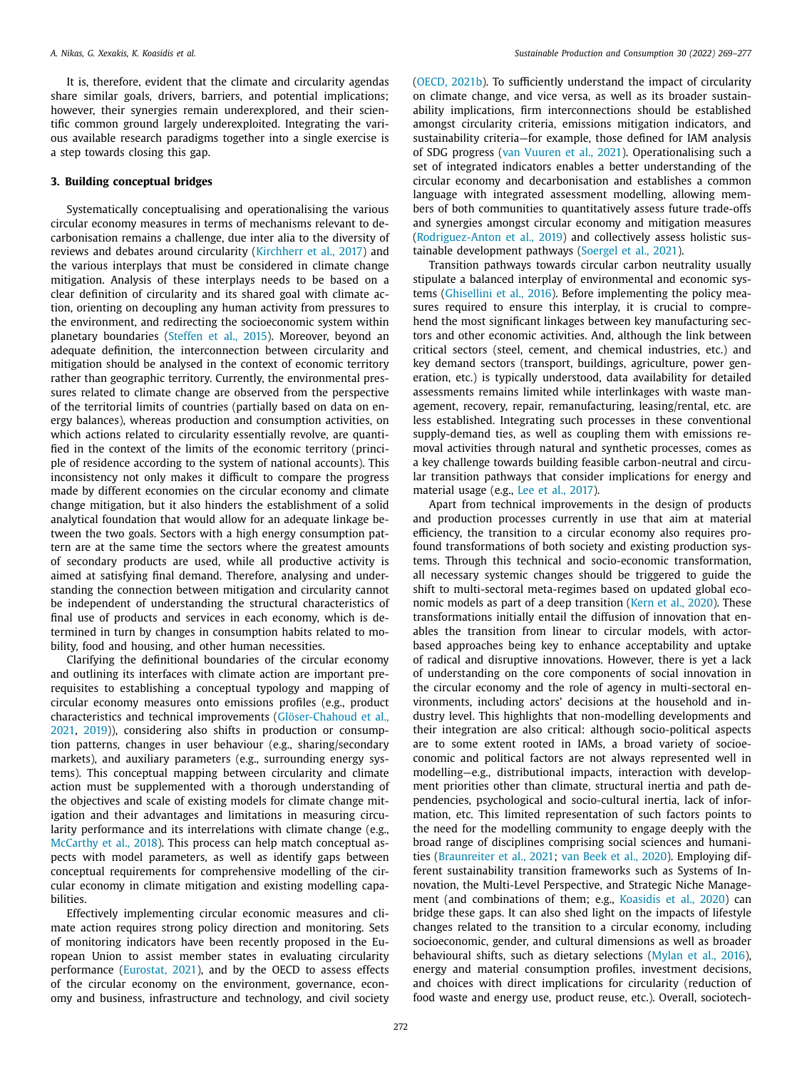It is, therefore, evident that the climate and circularity agendas share similar goals, drivers, barriers, and potential implications; however, their synergies remain underexplored, and their scientific common ground largely underexploited. Integrating the various available research paradigms together into a single exercise is a step towards closing this gap.

## 3. Building conceptual bridges

Systematically conceptualising and operationalising the various circular economy measures in terms of mechanisms relevant to decarbonisation remains a challenge, due inter alia to the diversity of reviews and debates around circularity (Kirchherr et al., 2017) and the various interplays that must be considered in climate change mitigation. Analysis of these interplays needs to be based on a clear definition of circularity and its shared goal with climate action, orienting on decoupling any human activity from pressures to the environment, and redirecting the socioeconomic system within planetary boundaries (Steffen et al., 2015). Moreover, beyond an adequate definition, the interconnection between circularity and mitigation should be analysed in the context of economic territory rather than geographic territory. Currently, the environmental pressures related to climate change are observed from the perspective of the territorial limits of countries (partially based on data on energy balances), whereas production and consumption activities, on which actions related to circularity essentially revolve, are quantified in the context of the limits of the economic territory (principle of residence according to the system of national accounts). This inconsistency not only makes it difficult to compare the progress made by different economies on the circular economy and climate change mitigation, but it also hinders the establishment of a solid analytical foundation that would allow for an adequate linkage between the two goals. Sectors with a high energy consumption pattern are at the same time the sectors where the greatest amounts of secondary products are used, while all productive activity is aimed at satisfying final demand. Therefore, analysing and understanding the connection between mitigation and circularity cannot be independent of understanding the structural characteristics of final use of products and services in each economy, which is determined in turn by changes in consumption habits related to mobility, food and housing, and other human necessities.

Clarifying the definitional boundaries of the circular economy and outlining its interfaces with climate action are important prerequisites to establishing a conceptual typology and mapping of circular economy measures onto emissions profiles (e.g., product characteristics and technical improvements (Glöser-Chahoud et al., 2021, 2019)), considering also shifts in production or consumption patterns, changes in user behaviour (e.g., sharing/secondary markets), and auxiliary parameters (e.g., surrounding energy systems). This conceptual mapping between circularity and climate action must be supplemented with a thorough understanding of the objectives and scale of existing models for climate change mitigation and their advantages and limitations in measuring circularity performance and its interrelations with climate change (e.g., McCarthy et al., 2018). This process can help match conceptual aspects with model parameters, as well as identify gaps between conceptual requirements for comprehensive modelling of the circular economy in climate mitigation and existing modelling capabilities.

Effectively implementing circular economic measures and climate action requires strong policy direction and monitoring. Sets of monitoring indicators have been recently proposed in the European Union to assist member states in evaluating circularity performance (Eurostat, 2021), and by the OECD to assess effects of the circular economy on the environment, governance, economy and business, infrastructure and technology, and civil society (OECD, 2021b). To sufficiently understand the impact of circularity on climate change, and vice versa, as well as its broader sustainability implications, firm interconnections should be established amongst circularity criteria, emissions mitigation indicators, and sustainability criteria—for example, those defined for IAM analysis of SDG progress (van Vuuren et al., 2021). Operationalising such a set of integrated indicators enables a better understanding of the circular economy and decarbonisation and establishes a common language with integrated assessment modelling, allowing members of both communities to quantitatively assess future trade-offs and synergies amongst circular economy and mitigation measures (Rodriguez-Anton et al., 2019) and collectively assess holistic sustainable development pathways (Soergel et al., 2021).

Transition pathways towards circular carbon neutrality usually stipulate a balanced interplay of environmental and economic systems (Ghisellini et al., 2016). Before implementing the policy measures required to ensure this interplay, it is crucial to comprehend the most significant linkages between key manufacturing sectors and other economic activities. And, although the link between critical sectors (steel, cement, and chemical industries, etc.) and key demand sectors (transport, buildings, agriculture, power generation, etc.) is typically understood, data availability for detailed assessments remains limited while interlinkages with waste management, recovery, repair, remanufacturing, leasing/rental, etc. are less established. Integrating such processes in these conventional supply-demand ties, as well as coupling them with emissions removal activities through natural and synthetic processes, comes as a key challenge towards building feasible carbon-neutral and circular transition pathways that consider implications for energy and material usage (e.g., Lee et al., 2017).

Apart from technical improvements in the design of products and production processes currently in use that aim at material efficiency, the transition to a circular economy also requires profound transformations of both society and existing production systems. Through this technical and socio-economic transformation, all necessary systemic changes should be triggered to guide the shift to multi-sectoral meta-regimes based on updated global economic models as part of a deep transition (Kern et al., 2020). These transformations initially entail the diffusion of innovation that enables the transition from linear to circular models, with actor-based approaches being key to enhance acceptability and uptake of radical and disruptive innovations. However, there is yet a lack of understanding on the core components of social innovation in the circular economy and the role of agency in multi-sectoral environments, including actors' decisions at the household and industry level. This highlights that non-modelling developments and their integration are also critical: although socio-political aspects are to some extent rooted in IAMs, a broad variety of socioeconomic and political factors are not always represented well in modelling—e.g., distributional impacts, interaction with development priorities other than climate, structural inertia and path dependencies, psychological and socio-cultural inertia, lack of information, etc. This limited representation of such factors points to the need for the modelling community to engage deeply with the broad range of disciplines comprising social sciences and humanities (Braunreiter et al., 2021; van Beek et al., 2020). Employing different sustainability transition frameworks such as Systems of Innovation, the Multi-Level Perspective, and Strategic Niche Management (and combinations of them; e.g., Koasidis et al., 2020) can bridge these gaps. It can also shed light on the impacts of lifestyle changes related to the transition to a circular economy, including socioeconomic, gender, and cultural dimensions as well as broader behavioural shifts, such as dietary selections (Mylan et al., 2016), energy and material consumption profiles, investment decisions, and choices with direct implications for circularity (reduction of food waste and energy use, product reuse, etc.). Overall, sociotech-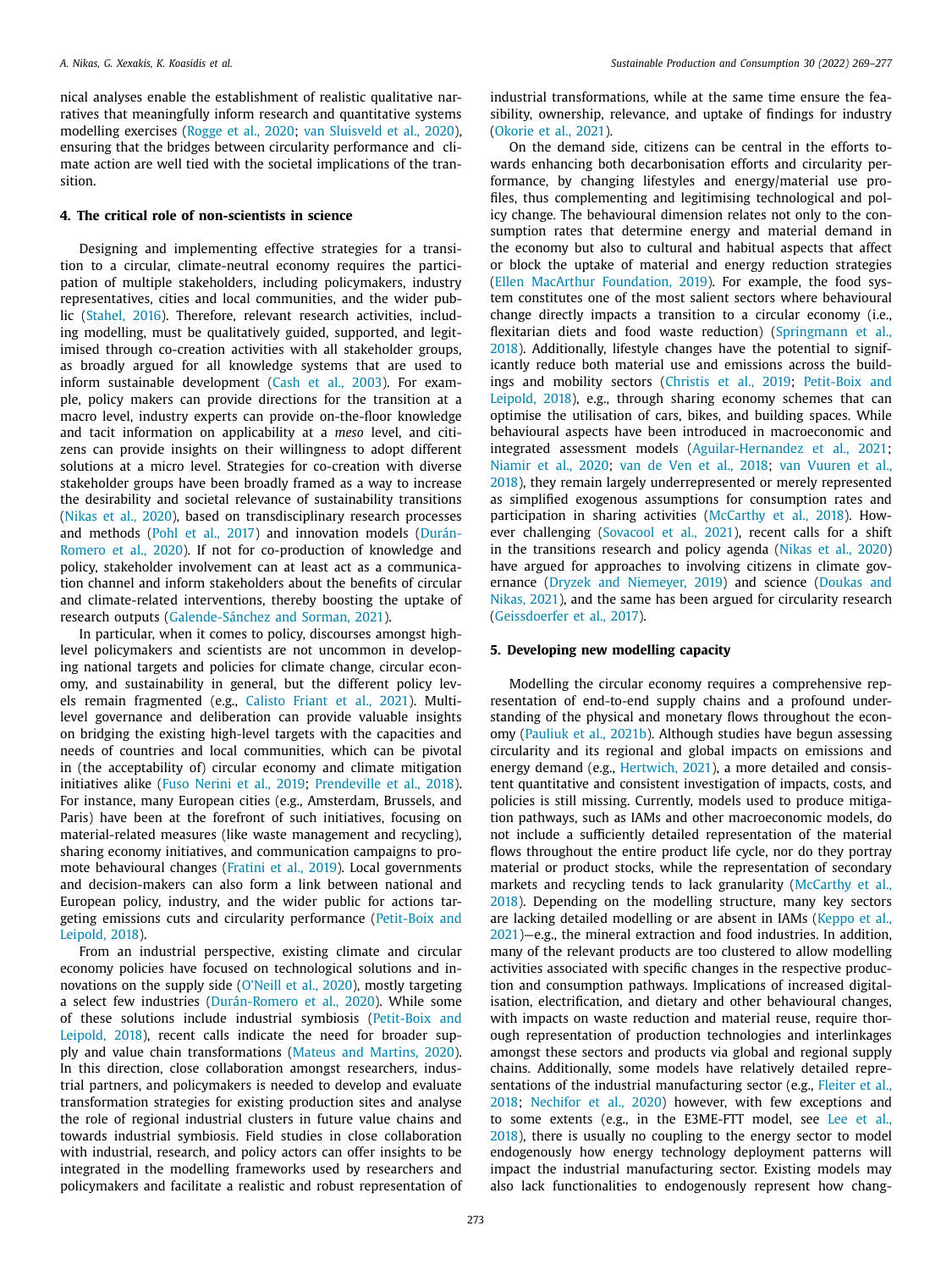nical analyses enable the establishment of realistic qualitative narratives that meaningfully inform research and quantitative systems modelling exercises (Rogge et al., 2020; van Sluisveld et al., 2020), ensuring that the bridges between circularity performance and climate action are well tied with the societal implications of the transition.

## 4. The critical role of non-scientists in science

Designing and implementing effective strategies for a transition to a circular, climate-neutral economy requires the participation of multiple stakeholders, including policymakers, industry representatives, cities and local communities, and the wider public (Stahel, 2016). Therefore, relevant research activities, including modelling, must be qualitatively guided, supported, and legitimised through co-creation activities with all stakeholder groups, as broadly argued for all knowledge systems that are used to inform sustainable development (Cash et al., 2003). For example, policy makers can provide directions for the transition at a macro level, industry experts can provide on-the-floor knowledge and tacit information on applicability at a *meso* level, and citizens can provide insights on their willingness to adopt different solutions at a micro level. Strategies for co-creation with diverse stakeholder groups have been broadly framed as a way to increase the desirability and societal relevance of sustainability transitions (Nikas et al., 2020), based on transdisciplinary research processes and methods (Pohl et al., 2017) and innovation models (Durán-Romero et al., 2020). If not for co-production of knowledge and policy, stakeholder involvement can at least act as a communication channel and inform stakeholders about the benefits of circular and climate-related interventions, thereby boosting the uptake of research outputs (Galende-Sánchez and Sorman, 2021).

In particular, when it comes to policy, discourses amongst high-level policymakers and scientists are not uncommon in developing national targets and policies for climate change, circular economy, and sustainability in general, but the different policy levels remain fragmented (e.g., Calisto Friant et al., 2021). Multi-level governance and deliberation can provide valuable insights on bridging the existing high-level targets with the capacities and needs of countries and local communities, which can be pivotal in (the acceptability of) circular economy and climate mitigation initiatives alike (Fuso Nerini et al., 2019; Prendeville et al., 2018). For instance, many European cities (e.g., Amsterdam, Brussels, and Paris) have been at the forefront of such initiatives, focusing on material-related measures (like waste management and recycling), sharing economy initiatives, and communication campaigns to promote behavioural changes (Fratini et al., 2019). Local governments and decision-makers can also form a link between national and European policy, industry, and the wider public for actions targeting emissions cuts and circularity performance (Petit-Boix and Leipold, 2018).

From an industrial perspective, existing climate and circular economy policies have focused on technological solutions and innovations on the supply side (O'Neill et al., 2020), mostly targeting a select few industries (Durán-Romero et al., 2020). While some of these solutions include industrial symbiosis (Petit-Boix and Leipold, 2018), recent calls indicate the need for broader supply and value chain transformations (Mateus and Martins, 2020). In this direction, close collaboration amongst researchers, industrial partners, and policymakers is needed to develop and evaluate transformation strategies for existing production sites and analyse the role of regional industrial clusters in future value chains and towards industrial symbiosis. Field studies in close collaboration with industrial, research, and policy actors can offer insights to be integrated in the modelling frameworks used by researchers and policymakers and facilitate a realistic and robust representation of industrial transformations, while at the same time ensure the feasibility, ownership, relevance, and uptake of findings for industry (Okorie et al., 2021).

On the demand side, citizens can be central in the efforts towards enhancing both decarbonisation efforts and circularity performance, by changing lifestyles and energy/material use profiles, thus complementing and legitimising technological and policy change. The behavioural dimension relates not only to the consumption rates that determine energy and material demand in the economy but also to cultural and habitual aspects that affect or block the uptake of material and energy reduction strategies (Ellen MacArthur Foundation, 2019). For example, the food system constitutes one of the most salient sectors where behavioural change directly impacts a transition to a circular economy (i.e., flexitarian diets and food waste reduction) (Springmann et al., 2018). Additionally, lifestyle changes have the potential to significantly reduce both material use and emissions across the buildings and mobility sectors (Christis et al., 2019; Petit-Boix and Leipold, 2018), e.g., through sharing economy schemes that can optimise the utilisation of cars, bikes, and building spaces. While behavioural aspects have been introduced in macroeconomic and integrated assessment models (Aguilar-Hernandez et al., 2021; Niamir et al., 2020; van de Ven et al., 2018; van Vuuren et al., 2018), they remain largely underrepresented or merely represented as simplified exogenous assumptions for consumption rates and participation in sharing activities (McCarthy et al., 2018). However challenging (Sovacool et al., 2021), recent calls for a shift in the transitions research and policy agenda (Nikas et al., 2020) have argued for approaches to involving citizens in climate governance (Dryzek and Niemeyer, 2019) and science (Doukas and Nikas, 2021), and the same has been argued for circularity research (Geissdoerfer et al., 2017).

## 5. Developing new modelling capacity

Modelling the circular economy requires a comprehensive representation of end-to-end supply chains and a profound understanding of the physical and monetary flows throughout the economy (Pauliuk et al., 2021b). Although studies have begun assessing circularity and its regional and global impacts on emissions and energy demand (e.g., Hertwich, 2021), a more detailed and consistent quantitative and consistent investigation of impacts, costs, and policies is still missing. Currently, models used to produce mitigation pathways, such as IAMs and other macroeconomic models, do not include a sufficiently detailed representation of the material flows throughout the entire product life cycle, nor do they portray material or product stocks, while the representation of secondary markets and recycling tends to lack granularity (McCarthy et al., 2018). Depending on the modelling structure, many key sectors are lacking detailed modelling or are absent in IAMs (Keppo et al., 2021)—e.g., the mineral extraction and food industries. In addition, many of the relevant products are too clustered to allow modelling activities associated with specific changes in the respective production and consumption pathways. Implications of increased digitalisation, electrification, and dietary and other behavioural changes, with impacts on waste reduction and material reuse, require thorough representation of production technologies and interlinkages amongst these sectors and products via global and regional supply chains. Additionally, some models have relatively detailed representations of the industrial manufacturing sector (e.g., Fleiter et al., 2018; Nechifor et al., 2020) however, with few exceptions and to some extents (e.g., in the E3ME-FTT model, see Lee et al., 2018), there is usually no coupling to the energy sector to model endogenously how energy technology deployment patterns will impact the industrial manufacturing sector. Existing models may also lack functionalities to endogenously represent how chang-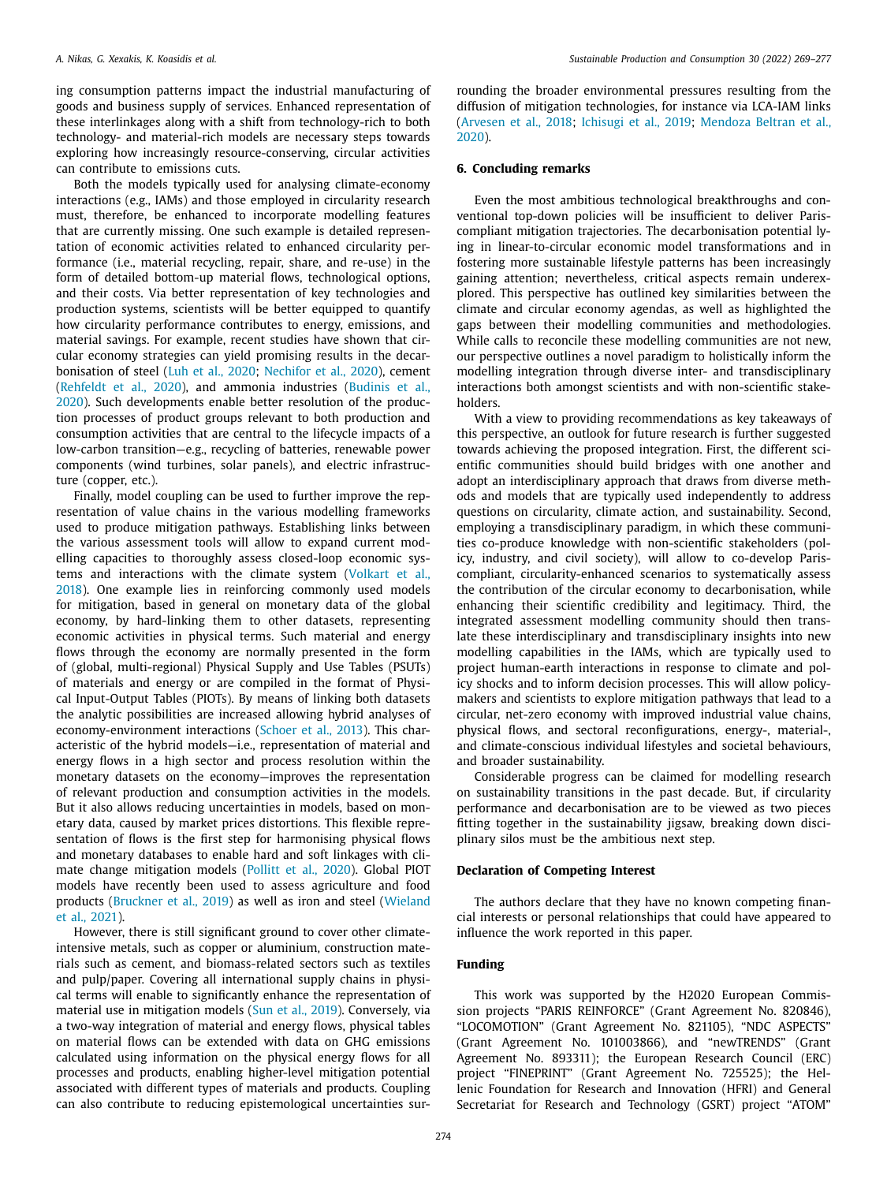ing consumption patterns impact the industrial manufacturing of goods and business supply of services. Enhanced representation of these interlinkages along with a shift from technology-rich to both technology- and material-rich models are necessary steps towards exploring how increasingly resource-conserving, circular activities can contribute to emissions cuts.

Both the models typically used for analysing climate-economy interactions (e.g., IAMs) and those employed in circularity research must, therefore, be enhanced to incorporate modelling features that are currently missing. One such example is detailed representation of economic activities related to enhanced circularity performance (i.e., material recycling, repair, share, and re-use) in the form of detailed bottom-up material flows, technological options, and their costs. Via better representation of key technologies and production systems, scientists will be better equipped to quantify how circularity performance contributes to energy, emissions, and material savings. For example, recent studies have shown that circular economy strategies can yield promising results in the decarbonisation of steel (Luh et al., 2020; Nechifor et al., 2020), cement (Rehfeldt et al., 2020), and ammonia industries (Budinis et al., 2020). Such developments enable better resolution of the production processes of product groups relevant to both production and consumption activities that are central to the lifecycle impacts of a low-carbon transition—e.g., recycling of batteries, renewable power components (wind turbines, solar panels), and electric infrastructure (copper, etc.).

Finally, model coupling can be used to further improve the representation of value chains in the various modelling frameworks used to produce mitigation pathways. Establishing links between the various assessment tools will allow to expand current modelling capacities to thoroughly assess closed-loop economic systems and interactions with the climate system (Volkart et al., 2018). One example lies in reinforcing commonly used models for mitigation, based in general on monetary data of the global economy, by hard-linking them to other datasets, representing economic activities in physical terms. Such material and energy flows through the economy are normally presented in the form of (global, multi-regional) Physical Supply and Use Tables (PSUTs) of materials and energy or are compiled in the format of Physical Input-Output Tables (PIOTs). By means of linking both datasets the analytic possibilities are increased allowing hybrid analyses of economy-environment interactions (Schoer et al., 2013). This characteristic of the hybrid models—i.e., representation of material and energy flows in a high sector and process resolution within the monetary datasets on the economy—improves the representation of relevant production and consumption activities in the models. But it also allows reducing uncertainties in models, based on monetary data, caused by market prices distortions. This flexible representation of flows is the first step for harmonising physical flows and monetary databases to enable hard and soft linkages with climate change mitigation models (Pollitt et al., 2020). Global PIOT models have recently been used to assess agriculture and food products (Bruckner et al., 2019) as well as iron and steel (Wieland et al., 2021).

However, there is still significant ground to cover other climate-intensive metals, such as copper or aluminium, construction materials such as cement, and biomass-related sectors such as textiles and pulp/paper. Covering all international supply chains in physical terms will enable to significantly enhance the representation of material use in mitigation models (Sun et al., 2019). Conversely, via a two-way integration of material and energy flows, physical tables on material flows can be extended with data on GHG emissions calculated using information on the physical energy flows for all processes and products, enabling higher-level mitigation potential associated with different types of materials and products. Coupling can also contribute to reducing epistemological uncertainties surrounding the broader environmental pressures resulting from the diffusion of mitigation technologies, for instance via LCA-IAM links (Arvesen et al., 2018; Ichisugi et al., 2019; Mendoza Beltran et al., 2020).

## 6. Concluding remarks

Even the most ambitious technological breakthroughs and conventional top-down policies will be insufficient to deliver Paris-compliant mitigation trajectories. The decarbonisation potential lying in linear-to-circular economic model transformations and in fostering more sustainable lifestyle patterns has been increasingly gaining attention; nevertheless, critical aspects remain underexplored. This perspective has outlined key similarities between the climate and circular economy agendas, as well as highlighted the gaps between their modelling communities and methodologies. While calls to reconcile these modelling communities are not new, our perspective outlines a novel paradigm to holistically inform the modelling integration through diverse inter- and transdisciplinary interactions both amongst scientists and with non-scientific stakeholders.

With a view to providing recommendations as key takeaways of this perspective, an outlook for future research is further suggested towards achieving the proposed integration. First, the different scientific communities should build bridges with one another and adopt an interdisciplinary approach that draws from diverse methods and models that are typically used independently to address questions on circularity, climate action, and sustainability. Second, employing a transdisciplinary paradigm, in which these communities co-produce knowledge with non-scientific stakeholders (policy, industry, and civil society), will allow to co-develop Paris-compliant, circularity-enhanced scenarios to systematically assess the contribution of the circular economy to decarbonisation, while enhancing their scientific credibility and legitimacy. Third, the integrated assessment modelling community should then translate these interdisciplinary and transdisciplinary insights into new modelling capabilities in the IAMs, which are typically used to project human-earth interactions in response to climate and policy shocks and to inform decision processes. This will allow policymakers and scientists to explore mitigation pathways that lead to a circular, net-zero economy with improved industrial value chains, physical flows, and sectoral reconfigurations, energy-, material-, and climate-conscious individual lifestyles and societal behaviours, and broader sustainability.

Considerable progress can be claimed for modelling research on sustainability transitions in the past decade. But, if circularity performance and decarbonisation are to be viewed as two pieces fitting together in the sustainability jigsaw, breaking down disciplinary silos must be the ambitious next step.

## Declaration of Competing Interest

The authors declare that they have no known competing financial interests or personal relationships that could have appeared to influence the work reported in this paper.

## Funding

This work was supported by the H2020 European Commission projects "PARIS REINFORCE" (Grant Agreement No. 820846), "LOCOMOTION" (Grant Agreement No. 821105), "NDC ASPECTS" (Grant Agreement No. 101003866), and "newTRENDS" (Grant Agreement No. 893311); the European Research Council (ERC) project "FINEPRINT" (Grant Agreement No. 725525); the Hellenic Foundation for Research and Innovation (HFRI) and General Secretariat for Research and Technology (GSRT) project "ATOM"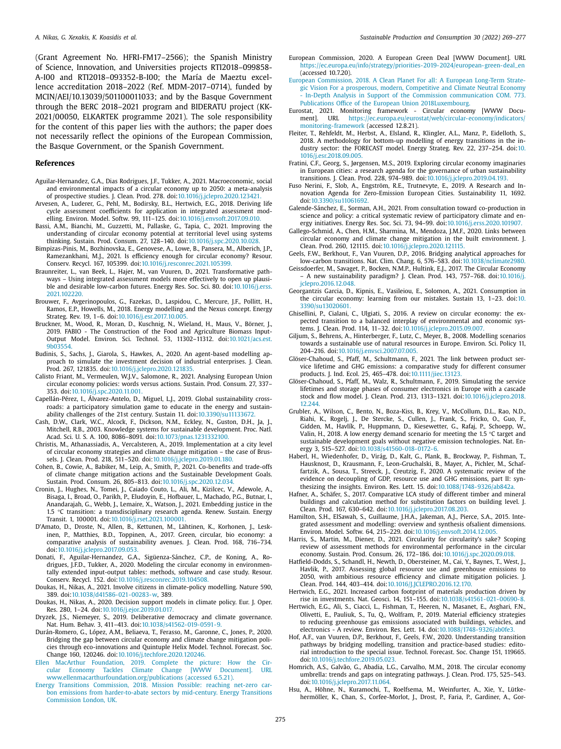(Grant Agreement No. HFRI-FM17–2566); the Spanish Ministry of Science, Innovation, and Universities projects RTI2018–099858-A-I00 and RTI2018–093352-B-I00; the María de Maeztu excellence accreditation 2018–2022 (Ref. MDM-2017–0714), funded by MCIN/AEI/10.13039/501100011033; and by the Basque Government through the BERC 2018–2021 program and BIDERATU project (KK-2021/00050, ELKARTEK programme 2021). The sole responsibility for the content of this paper lies with the authors; the paper does not necessarily reflect the opinions of the European Commission, the Basque Government, or the Spanish Government.

## References

Aguilar-Hernandez, G.A., Dias Rodrigues, J.F., Tukker, A., 2021. Macroeconomic, social and environmental impacts of a circular economy up to 2050: a meta-analysis of prospective studies. J. Clean. Prod. 278. doi:10.1016/j.jclepro.2020.123421.

Arvesen, A., Luderer, G., Pehl, M., Bodirsky, B.L., Hertwich, E.G., 2018. Deriving life cycle assessment coefficients for application in integrated assessment modelling. Environ. Model. Softw. 99, 111–125. doi:10.1016/j.envsoft.2017.09.010.

Bassi, A.M., Bianchi, M., Guzzetti, M., Pallaske, G., Tapia, C., 2021. Improving the understanding of circular economy potential at territorial level using systems thinking. Sustain. Prod. Consum. 27, 128–140. doi:10.1016/j.spc.2020.10.028.

Bimpizas-Pinis, M., Bozhinovska, E., Genovese, A., Lowe, B., Pansera, M., Alberich, J.P., Ramezankhani, M.J., 2021. Is efficiency enough for circular economy? Resour. Conserv. Recycl. 167, 105399. doi:10.1016/j.resconrec.2021.105399.

Braunreiter, L., van Beek, L., Hajer, M., van Vuuren, D., 2021. Transformative pathways – Using integrated assessment models more effectively to open up plausible and desirable low-carbon futures. Energy Res. Soc. Sci. 80. doi:10.1016/j.erss.2021.102220.

Brouwer, F., Avgerinopoulos, G., Fazekas, D., Laspidou, C., Mercure, J.F., Pollitt, H., Ramos, E.P., Howells, M., 2018. Energy modelling and the Nexus concept. Energy Strateg. Rev. 19, 1–6. doi:10.1016/j.esr.2017.10.005.

Bruckner, M., Wood, R., Moran, D., Kuschnig, N., Wieland, H., Maus, V., Börner, J., 2019. FABIO - The Construction of the Food and Agriculture Biomass Input-Output Model. Environ. Sci. Technol. 53, 11302–11312. doi:10.1021/acs.est.9b03554.

Budinis, S., Sachs, J., Giarola, S., Hawkes, A., 2020. An agent-based modelling approach to simulate the investment decision of industrial enterprises. J. Clean. Prod. 267, 121835. doi:10.1016/j.jclepro.2020.121835.

Calisto Friant, M., Vermeulen, W.J.V., Salomone, R., 2021. Analysing European Union circular economy policies: words versus actions. Sustain. Prod. Consum. 27, 337–353. doi:10.1016/j.spc.2020.11.001.

Capellán-Pérez, I., Álvarez-Antelo, D., Miguel, L.J., 2019. Global sustainability crossroads: a participatory simulation game to educate in the energy and sustainability challenges of the 21st century. Sustain 11. doi:10.3390/su11133672.

Cash, D.W., Clark, W.C., Alcock, F., Dickson, N.M., Eckley, N., Guston, D.H., Ja, J., Mitchell, R.B., 2003. Knowledge systems for sustainable development. Proc. Natl. Acad. Sci. U. S. A. 100, 8086–8091. doi:10.1073/pnas.1231332100.

Christis, M., Athanassiadis, A., Vercalsteren, A., 2019. Implementation at a city level of circular economy strategies and climate change mitigation – the case of Brussels. J. Clean. Prod. 218, 511–520. doi:10.1016/j.jclepro.2019.01.180.

Cohen, B., Cowie, A., Babiker, M., Leip, A., Smith, P., 2021. Co-benefits and trade-offs of climate change mitigation actions and the Sustainable Development Goals. Sustain. Prod. Consum. 26, 805–813. doi:10.1016/j.spc.2020.12.034.

Cronin, J., Hughes, N., Tomei, J., Caiado Couto, L., Ali, M., Kizilcec, V., Adewole, A., Bisaga, I., Broad, O., Parikh, P., Eludoyin, E., Hofbauer, L., Machado, P.G., Butnar, I., Anandarajah, G., Webb, J., Lemaire, X., Watson, J., 2021. Embedding justice in the 1.5 °C transition: a transdisciplinary research agenda. Renew. Sustain. Energy Transit. 1, 100001. doi:10.1016/j.rset.2021.100001.

D'Amato, D., Droste, N., Allen, B., Kettunen, M., Lähtinen, K., Korhonen, J., Leskinen, P., Matthies, B.D., Toppinen, A., 2017. Green, circular, bio economy: a comparative analysis of sustainability avenues. J. Clean. Prod. 168, 716–734. doi:10.1016/j.jclepro.2017.09.053.

Donati, F., Aguilar-Hernandez, G.A., Sigüenza-Sánchez, C.P., de Koning, A., Rodrigues, J.F.D., Tukker, A., 2020. Modeling the circular economy in environmentally extended input-output tables: methods, software and case study. Resour. Conserv. Recycl. 152. doi:10.1016/j.resconrec.2019.104508.

Doukas, H., Nikas, A., 2021. Involve citizens in climate-policy modelling. Nature 590, 389. doi:10.1038/d41586-021-00283-w, 389.

Doukas, H., Nikas, A., 2020. Decision support models in climate policy. Eur. J. Oper. Res. 280, 1–24. doi:10.1016/j.ejor.2019.01.017.

Dryzek, J.S., Niemeyer, S., 2019. Deliberative democracy and climate governance. Nat. Hum. Behav. 3, 411–413. doi:10.1038/s41562-019-0591-9.

Durán-Romero, G., López, A.M., Beliaeva, T., Ferasso, M., Garonne, C., Jones, P., 2020. Bridging the gap between circular economy and climate change mitigation policies through eco-innovations and Quintuple Helix Model. Technol. Forecast. Soc. Change 160, 120246. doi:10.1016/j.techfore.2020.120246.

Ellen MacArthur Foundation, 2019. Complete the picture: How the Circular Economy Tackles Climate Change [WWW Document]. URL www.ellenmacarthurfoundation.org/publications (accessed 6.5.21).

Energy Transitions Commission, 2018. Mission Possible: reaching net-zero carbon emissions from harder-to-abate sectors by mid-century. Energy Transitions Commission London, UK.

European Commission, 2020. A European Green Deal [WWW Document]. URL https://ec.europa.eu/info/strategy/priorities-2019-2024/european-green-deal_en (accessed 10.7.20).

European Commission, 2018. A Clean Planet For all: A European Long-Term Strategic Vision For a prosperous, modern, Competitive and Climate Neutral Economy - In-Depth Analysis in Support of the Commission communication COM. 773. Publications Office of the European Union 2018Luxembourg.

Eurostat, 2021. Monitoring framework - Circular economy [WWW Document]. URL https://ec.europa.eu/eurostat/web/circular-economy/indicators/monitoring-framework (accessed 12.8.21).

Fleiter, T., Rehfeldt, M., Herbst, A., Elsland, R., Klingler, A.L., Manz, P., Eidelloth, S., 2018. A methodology for bottom-up modelling of energy transitions in the industry sector: the FORECAST model. Energy Strateg. Rev. 22, 237–254. doi:10.1016/j.esr.2018.09.005.

Fratini, C.F., Georg, S., Jørgensen, M.S., 2019. Exploring circular economy imaginaries in European cities: a research agenda for the governance of urban sustainability transitions. J. Clean. Prod. 228, 974–989. doi:10.1016/j.jclepro.2019.04.193.

Fuso Nerini, F., Slob, A., Engström, R.E., Trutnevyte, E., 2019. A Research and Innovation Agenda for Zero-Emission European Cities. Sustainability 11, 1692. doi:10.3390/su11061692.

Galende-Sánchez, E., Sorman, A.H., 2021. From consultation toward co-production in science and policy: a critical systematic review of participatory climate and energy initiatives. Energy Res. Soc. Sci. 73, 94–99. doi:10.1016/j.erss.2020.101907.

Gallego-Schmid, A., Chen, H.M., Sharmina, M., Mendoza, J.M.F., 2020. Links between circular economy and climate change mitigation in the built environment. J. Clean. Prod. 260, 121115. doi:10.1016/j.jclepro.2020.121115.

Geels, F.W., Berkhout, F., Van Vuuren, D.P., 2016. Bridging analytical approaches for low-carbon transitions. Nat. Clim. Chang. 6, 576–583. doi:10.1038/nclimate2980.

Geissdoerfer, M., Savaget, P., Bocken, N.M.P., Hultink, E.J., 2017. The Circular Economy – A new sustainability paradigm? J. Clean. Prod. 143, 757–768. doi:10.1016/j.jclepro.2016.12.048.

Georgantzis Garcia, D., Kipnis, E., Vasileiou, E., Solomon, A., 2021. Consumption in the circular economy: learning from our mistakes. Sustain 13, 1–23. doi:10.3390/su13020601.

Ghisellini, P., Cialani, C., Ulgiati, S., 2016. A review on circular economy: the expected transition to a balanced interplay of environmental and economic systems. J. Clean. Prod. 114, 11–32. doi:10.1016/j.jclepro.2015.09.007.

Giljum, S., Behrens, A., Hinterberger, F., Lutz, C., Meyer, B., 2008. Modelling scenarios towards a sustainable use of natural resources in Europe. Environ. Sci. Policy 11, 204–216. doi:10.1016/j.envsci.2007.07.005.

Glöser-Chahoud, S., Pfaff, M., Schultmann, F., 2021. The link between product service lifetime and GHG emissions: a comparative study for different consumer products. J. Ind. Ecol. 25, 465–478. doi:10.1111/jiec.13123.

Glöser-Chahoud, S., Pfaff, M., Walz, R., Schultmann, F., 2019. Simulating the service lifetimes and storage phases of consumer electronics in Europe with a cascade stock and flow model. J. Clean. Prod. 213, 1313–1321. doi:10.1016/j.jclepro.2018.12.244.

Grubler, A., Wilson, C., Bento, N., Boza-Kiss, B., Krey, V., McCollum, D.L., Rao, N.D., Riahi, K., Rogelj, J., De Stercke, S., Cullen, J., Frank, S., Fricko, O., Guo, F., Gidden, M., Havlík, P., Huppmann, D., Kiesewetter, G., Rafaj, P., Schoepp, W., Valin, H., 2018. A low energy demand scenario for meeting the 1.5 °C target and sustainable development goals without negative emission technologies. Nat. Energy 3, 515–527. doi:10.1038/s41560-018-0172-6.

Haberl, H., Wiedenhofer, D., Virág, D., Kalt, G., Plank, B., Brockway, P., Fishman, T., Hausknost, D., Krausmann, F., Leon-Gruchalski, B., Mayer, A., Pichler, M., Schaffartzik, A., Sousa, T., Streeck, J., Creutzig, F., 2020. A systematic review of the evidence on decoupling of GDP, resource use and GHG emissions, part II: synthesizing the insights. Environ. Res. Lett. 15. doi:10.1088/1748-9326/ab842a.

Hafner, A., Schäfer, S., 2017. Comparative LCA study of different timber and mineral buildings and calculation method for substitution factors on building level. J. Clean. Prod. 167, 630–642. doi:10.1016/j.jclepro.2017.08.203.

Hamilton, S.H., ElSawah, S., Guillaume, J.H.A., Jakeman, A.J., Pierce, S.A., 2015. Integrated assessment and modelling: overview and synthesis ofsalient dimensions. Environ. Model. Softw. 64, 215–229. doi:10.1016/j.envsoft.2014.12.005.

Harris, S., Martin, M., Diener, D., 2021. Circularity for circularity's sake? Scoping review of assessment methods for environmental performance in the circular economy. Sustain. Prod. Consum. 26, 172–186. doi:10.1016/j.spc.2020.09.018.

Hatfield-Dodds, S., Schandl, H., Newth, D., Obersteiner, M., Cai, Y., Baynes, T., West, J., Havlik, P., 2017. Assessing global resource use and greenhouse emissions to 2050, with ambitious resource efficiency and climate mitigation policies. J. Clean. Prod. 144, 403–414. doi:10.1016/J.JCLEPRO.2016.12.170.

Hertwich, E.G., 2021. Increased carbon footprint of materials production driven by rise in investments. Nat. Geosci. 14, 151–155. doi:10.1038/s41561-021-00690-8.

Hertwich, E.G., Ali, S., Ciacci, L., Fishman, T., Heeren, N., Masanet, E., Asghari, F.N., Olivetti, E., Pauliuk, S., Tu, Q., Wolfram, P., 2019. Material efficiency strategies to reducing greenhouse gas emissions associated with buildings, vehicles, and electronics - A review. Environ. Res. Lett. 14. doi:10.1088/1748-9326/ab0fe3.

Hof, A.F., van Vuuren, D.P., Berkhout, F., Geels, F.W., 2020. Understanding transition pathways by bridging modelling, transition and practice-based studies: editorial introduction to the special issue. Technol. Forecast. Soc. Change 151, 119665. doi:10.1016/j.techfore.2019.05.023.

Homrich, A.S., Galvão, G., Abadia, L.G., Carvalho, M.M., 2018. The circular economy umbrella: trends and gaps on integrating pathways. J. Clean. Prod. 175, 525–543. doi:10.1016/j.jclepro.2017.11.064.

Hsu, A., Höhne, N., Kuramochi, T., Roelfsema, M., Weinfurter, A., Xie, Y., Lütkehermöller, K., Chan, S., Corfee-Morlot, J., Drost, P., Faria, P., Gardiner, A., Gor-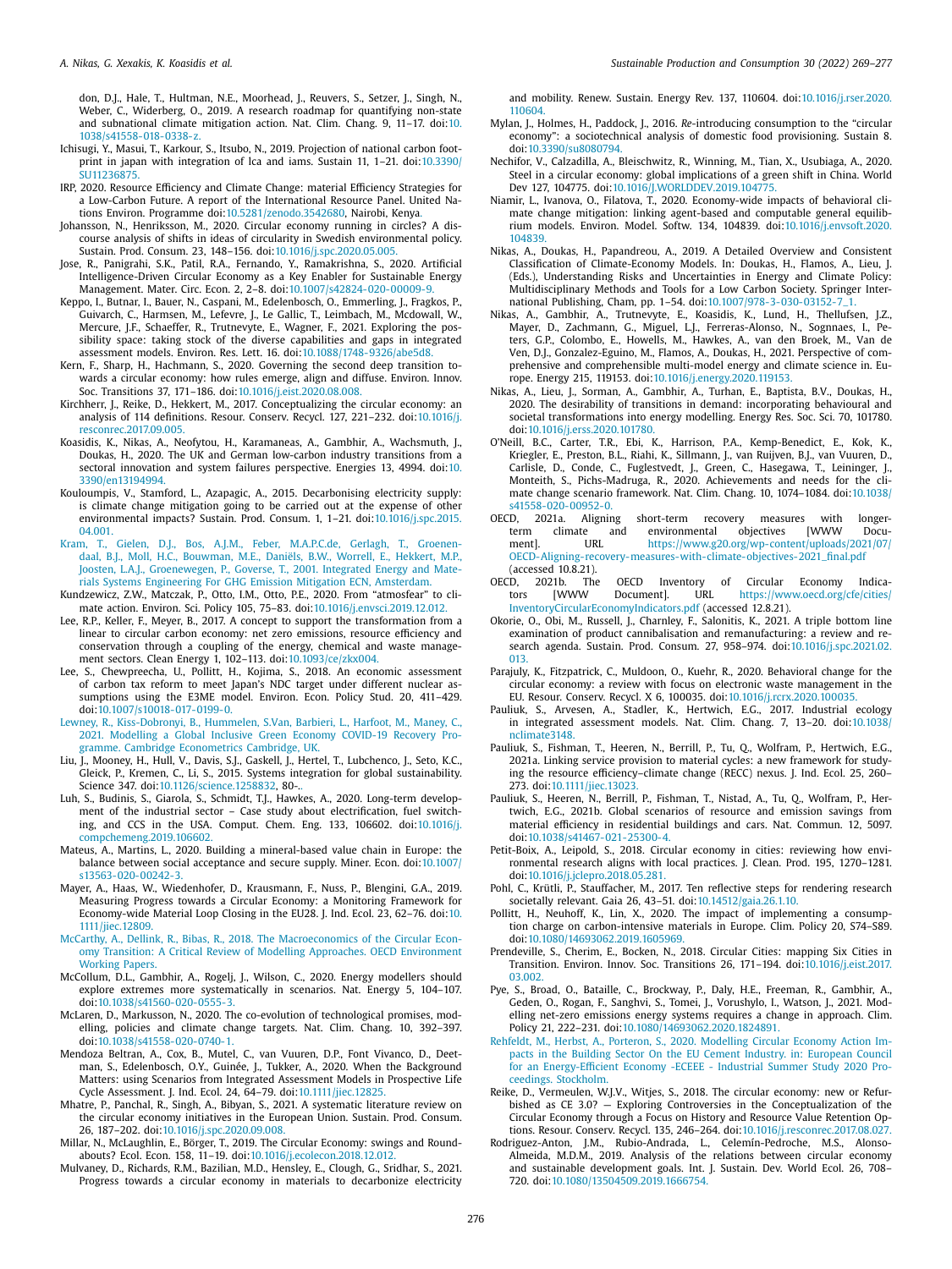don, D.J., Hale, T., Hultman, N.E., Moorhead, J., Reuvers, S., Setzer, J., Singh, N., Weber, C., Widerberg, O., 2019. A research roadmap for quantifying non-state and subnational climate mitigation action. Nat. Clim. Chang. 9, 11–17. doi:10.1038/s41558-018-0338-z.

Ichisugi, Y., Masui, T., Karkour, S., Itsubo, N., 2019. Projection of national carbon footprint in japan with integration of lca and iams. Sustain 11, 1–21. doi:10.3390/SU11236875.

IRP, 2020. Resource Efficiency and Climate Change: material Efficiency Strategies for a Low-Carbon Future. A report of the International Resource Panel. United Nations Environ. Programme doi:10.5281/zenodo.3542680, Nairobi, Kenya.

Johansson, N., Henriksson, M., 2020. Circular economy running in circles? A discourse analysis of shifts in ideas of circularity in Swedish environmental policy. Sustain. Prod. Consum. 23, 148–156. doi:10.1016/j.spc.2020.05.005.

Jose, R., Panigrahi, S.K., Patil, R.A., Fernando, Y., Ramakrishna, S., 2020. Artificial Intelligence-Driven Circular Economy as a Key Enabler for Sustainable Energy Management. Mater. Circ. Econ. 2, 2–8. doi:10.1007/s42824-020-00009-9.

Keppo, I., Butnar, I., Bauer, N., Caspani, M., Edelenbosch, O., Emmerling, J., Fragkos, P., Guivarch, C., Harmsen, M., Lefevre, J., Le Gallic, T., Leimbach, M., Mcdowall, W., Mercure, J.F., Schaeffer, R., Trutnevyte, E., Wagner, F., 2021. Exploring the possibility space: taking stock of the diverse capabilities and gaps in integrated assessment models. Environ. Res. Lett. 16. doi:10.1088/1748-9326/abe5d8.

Kern, F., Sharp, H., Hachmann, S., 2020. Governing the second deep transition towards a circular economy: how rules emerge, align and diffuse. Environ. Innov. Soc. Transitions 37, 171–186. doi:10.1016/j.eist.2020.08.008.

Kirchherr, J., Reike, D., Hekkert, M., 2017. Conceptualizing the circular economy: an analysis of 114 definitions. Resour. Conserv. Recycl. 127, 221–232. doi:10.1016/j.resconrec.2017.09.005.

Koasidis, K., Nikas, A., Neofytou, H., Karamaneas, A., Gambhir, A., Wachsmuth, J., Doukas, H., 2020. The UK and German low-carbon industry transitions from a sectoral innovation and system failures perspective. Energies 13, 4994. doi:10.3390/en13194994.

Kouloumpis, V., Stamford, L., Azapagic, A., 2015. Decarbonising electricity supply: is climate change mitigation going to be carried out at the expense of other environmental impacts? Sustain. Prod. Consum. 1, 1–21. doi:10.1016/j.spc.2015.04.001.

Kram, T., Gielen, D.J., Bos, A.J.M., Feber, M.A.P.C.de, Gerlagh, T., Groenendaal, B.J., Moll, H.C., Bouwman, M.E., Daniëls, B.W., Worrell, E., Hekkert, M.P., Joosten, L.A.J., Groenewegen, P., Goverse, T., 2001. Integrated Energy and Materials Systems Engineering For GHG Emission Mitigation ECN, Amsterdam.

Kundzewicz, Z.W., Matczak, P., Otto, I.M., Otto, P.E., 2020. From "atmosfear" to climate action. Environ. Sci. Policy 105, 75–83. doi:10.1016/j.envsci.2019.12.012.

Lee, R.P., Keller, F., Meyer, B., 2017. A concept to support the transformation from a linear to circular carbon economy: net zero emissions, resource efficiency and conservation through a coupling of the energy, chemical and waste management sectors. Clean Energy 1, 102–113. doi:10.1093/ce/zkx004.

Lee, S., Chewpreecha, U., Pollitt, H., Kojima, S., 2018. An economic assessment of carbon tax reform to meet Japan's NDC target under different nuclear assumptions using the E3ME model. Environ. Econ. Policy Stud. 20, 411–429. doi:10.1007/s10018-017-0199-0.

Lewney, R., Kiss-Dobronyi, B., Hummelen, S.Van, Barbieri, L., Harfoot, M., Maney, C., 2021. Modelling a Global Inclusive Green Economy COVID-19 Recovery Programme. Cambridge Econometrics Cambridge, UK.

Liu, J., Mooney, H., Hull, V., Davis, S.J., Gaskell, J., Hertel, T., Lubchenco, J., Seto, K.C., Gleick, P., Kremen, C., Li, S., 2015. Systems integration for global sustainability. Science 347. doi:10.1126/science.1258832, 80-.

Luh, S., Budinis, S., Giarola, S., Schmidt, T.J., Hawkes, A., 2020. Long-term development of the industrial sector – Case study about electrification, fuel switching, and CCS in the USA. Comput. Chem. Eng. 133, 106602. doi:10.1016/j.compchemeng.2019.106602.

Mateus, A., Martins, L., 2020. Building a mineral-based value chain in Europe: the balance between social acceptance and secure supply. Miner. Econ. doi:10.1007/s13563-020-00242-3.

Mayer, A., Haas, W., Wiedenhofer, D., Krausmann, F., Nuss, P., Blengini, G.A., 2019. Measuring Progress towards a Circular Economy: a Monitoring Framework for Economy-wide Material Loop Closing in the EU28. J. Ind. Ecol. 23, 62–76. doi:10.1111/jiec.12809.

McCarthy, A., Dellink, R., Bibas, R., 2018. The Macroeconomics of the Circular Economy Transition: A Critical Review of Modelling Approaches. OECD Environment Working Papers.

McCollum, D.L., Gambhir, A., Rogelj, J., Wilson, C., 2020. Energy modellers should explore extremes more systematically in scenarios. Nat. Energy 5, 104–107. doi:10.1038/s41560-020-0555-3.

McLaren, D., Markusson, N., 2020. The co-evolution of technological promises, modelling, policies and climate change targets. Nat. Clim. Chang. 10, 392–397. doi:10.1038/s41558-020-0740-1.

Mendoza Beltran, A., Cox, B., Mutel, C., van Vuuren, D.P., Font Vivanco, D., Deetman, S., Edelenbosch, O.Y., Guinée, J., Tukker, A., 2020. When the Background Matters: using Scenarios from Integrated Assessment Models in Prospective Life Cycle Assessment. J. Ind. Ecol. 24, 64–79. doi:10.1111/jiec.12825.

Mhatre, P., Panchal, R., Singh, A., Bibyan, S., 2021. A systematic literature review on the circular economy initiatives in the European Union. Sustain. Prod. Consum. 26, 187–202. doi:10.1016/j.spc.2020.09.008.

Millar, N., McLaughlin, E., Börger, T., 2019. The Circular Economy: swings and Roundabouts? Ecol. Econ. 158, 11–19. doi:10.1016/j.ecolecon.2018.12.012.

Mulvaney, D., Richards, R.M., Bazilian, M.D., Hensley, E., Clough, G., Sridhar, S., 2021. Progress towards a circular economy in materials to decarbonize electricity and mobility. Renew. Sustain. Energy Rev. 137, 110604. doi:10.1016/j.rser.2020.110604.

Mylan, J., Holmes, H., Paddock, J., 2016. *Re*-introducing consumption to the "circular economy": a sociotechnical analysis of domestic food provisioning. Sustain 8. doi:10.3390/su8080794.

Nechifor, V., Calzadilla, A., Bleischwitz, R., Winning, M., Tian, X., Usubiaga, A., 2020. Steel in a circular economy: global implications of a green shift in China. World Dev 127, 104775. doi:10.1016/J.WORLDDEV.2019.104775.

Niamir, L., Ivanova, O., Filatova, T., 2020. Economy-wide impacts of behavioral climate change mitigation: linking agent-based and computable general equilibrium models. Environ. Model. Softw. 134, 104839. doi:10.1016/j.envsoft.2020.104839.

Nikas, A., Doukas, H., Papandreou, A., 2019. A Detailed Overview and Consistent Classification of Climate-Economy Models. In: Doukas, H., Flamos, A., Lieu, J. (Eds.), Understanding Risks and Uncertainties in Energy and Climate Policy: Multidisciplinary Methods and Tools for a Low Carbon Society. Springer International Publishing, Cham, pp. 1–54. doi:10.1007/978-3-030-03152-7_1.

Nikas, A., Gambhir, A., Trutnevyte, E., Koasidis, K., Lund, H., Thellufsen, J.Z., Mayer, D., Zachmann, G., Miguel, L.J., Ferreras-Alonso, N., Sognnaes, I., Peters, G.P., Colombo, E., Howells, M., Hawkes, A., van den Broek, M., Van de Ven, D.J., Gonzalez-Eguino, M., Flamos, A., Doukas, H., 2021. Perspective of comprehensive and comprehensible multi-model energy and climate science in. Europe. Energy 215, 119153. doi:10.1016/j.energy.2020.119153.

Nikas, A., Lieu, J., Sorman, A., Gambhir, A., Turhan, E., Baptista, B.V., Doukas, H., 2020. The desirability of transitions in demand: incorporating behavioural and societal transformations into energy modelling. Energy Res. Soc. Sci. 70, 101780. doi:10.1016/j.erss.2020.101780.

O'Neill, B.C., Carter, T.R., Ebi, K., Harrison, P.A., Kemp-Benedict, E., Kok, K., Kriegler, E., Preston, B.L., Riahi, K., Sillmann, J., van Ruijven, B.J., van Vuuren, D., Carlisle, D., Conde, C., Fuglestvedt, J., Green, C., Hasegawa, T., Leininger, J., Monteith, S., Pichs-Madruga, R., 2020. Achievements and needs for the climate change scenario framework. Nat. Clim. Chang. 10, 1074–1084. doi:10.1038/s41558-020-00952-0.

OECD, 2021a. Aligning short-term recovery measures with longer-term climate and environmental objectives [WWW Document]. URL https://www.g20.org/wp-content/uploads/2021/07/OECD-Aligning-recovery-measures-with-climate-objectives-2021_final.pdf (accessed 10.8.21).

OECD, 2021b. The OECD Inventory of Circular Economy Indicators [WWW Document]. URL https://www.oecd.org/cfe/cities/InventoryCircularEconomyIndicators.pdf (accessed 12.8.21).

Okorie, O., Obi, M., Russell, J., Charnley, F., Salonitis, K., 2021. A triple bottom line examination of product cannibalisation and remanufacturing: a review and research agenda. Sustain. Prod. Consum. 27, 958–974. doi:10.1016/j.spc.2021.02.013.

Parajuly, K., Fitzpatrick, C., Muldoon, O., Kuehr, R., 2020. Behavioral change for the circular economy: a review with focus on electronic waste management in the EU. Resour. Conserv. Recycl. X 6, 100035. doi:10.1016/j.rcrx.2020.100035.

Pauliuk, S., Arvesen, A., Stadler, K., Hertwich, E.G., 2017. Industrial ecology in integrated assessment models. Nat. Clim. Chang. 7, 13–20. doi:10.1038/nclimate3148.

Pauliuk, S., Fishman, T., Heeren, N., Berrill, P., Tu, Q., Wolfram, P., Hertwich, E.G., 2021a. Linking service provision to material cycles: a new framework for studying the resource efficiency–climate change (RECC) nexus. J. Ind. Ecol. 25, 260–273. doi:10.1111/jiec.13023.

Pauliuk, S., Heeren, N., Berrill, P., Fishman, T., Nistad, A., Tu, Q., Wolfram, P., Hertwich, E.G., 2021b. Global scenarios of resource and emission savings from material efficiency in residential buildings and cars. Nat. Commun. 12, 5097. doi:10.1038/s41467-021-25300-4.

Petit-Boix, A., Leipold, S., 2018. Circular economy in cities: reviewing how environmental research aligns with local practices. J. Clean. Prod. 195, 1270–1281. doi:10.1016/j.jclepro.2018.05.281.

Pohl, C., Krütli, P., Stauffacher, M., 2017. Ten reflective steps for rendering research societally relevant. Gaia 26, 43–51. doi:10.14512/gaia.26.1.10.

Pollitt, H., Neuhoff, K., Lin, X., 2020. The impact of implementing a consumption charge on carbon-intensive materials in Europe. Clim. Policy 20, S74–S89. doi:10.1080/14693062.2019.1605969.

Prendeville, S., Cherim, E., Bocken, N., 2018. Circular Cities: mapping Six Cities in Transition. Environ. Innov. Soc. Transitions 26, 171–194. doi:10.1016/j.eist.2017.03.002.

Pye, S., Broad, O., Bataille, C., Brockway, P., Daly, H.E., Freeman, R., Gambhir, A., Geden, O., Rogan, F., Sanghvi, S., Tomei, J., Vorushylo, I., Watson, J., 2021. Modelling net-zero emissions energy systems requires a change in approach. Clim. Policy 21, 222–231. doi:10.1080/14693062.2020.1824891.

Rehfeldt, M., Herbst, A., Porteron, S., 2020. Modelling Circular Economy Action Impacts in the Building Sector On the EU Cement Industry. in: European Council for an Energy-Efficient Economy -ECEEE - Industrial Summer Study 2020 Proceedings. Stockholm.

Reike, D., Vermeulen, W.J.V., Witjes, S., 2018. The circular economy: new or Refurbished as CE 3.0? — Exploring Controversies in the Conceptualization of the Circular Economy through a Focus on History and Resource Value Retention Options. Resour. Conserv. Recycl. 135, 246–264. doi:10.1016/j.resconrec.2017.08.027.

Rodriguez-Anton, J.M., Rubio-Andrada, L., Celemín-Pedroche, M.S., Alonso-Almeida, M.D.M., 2019. Analysis of the relations between circular economy and sustainable development goals. Int. J. Sustain. Dev. World Ecol. 26, 708–720. doi:10.1080/13504509.2019.1666754.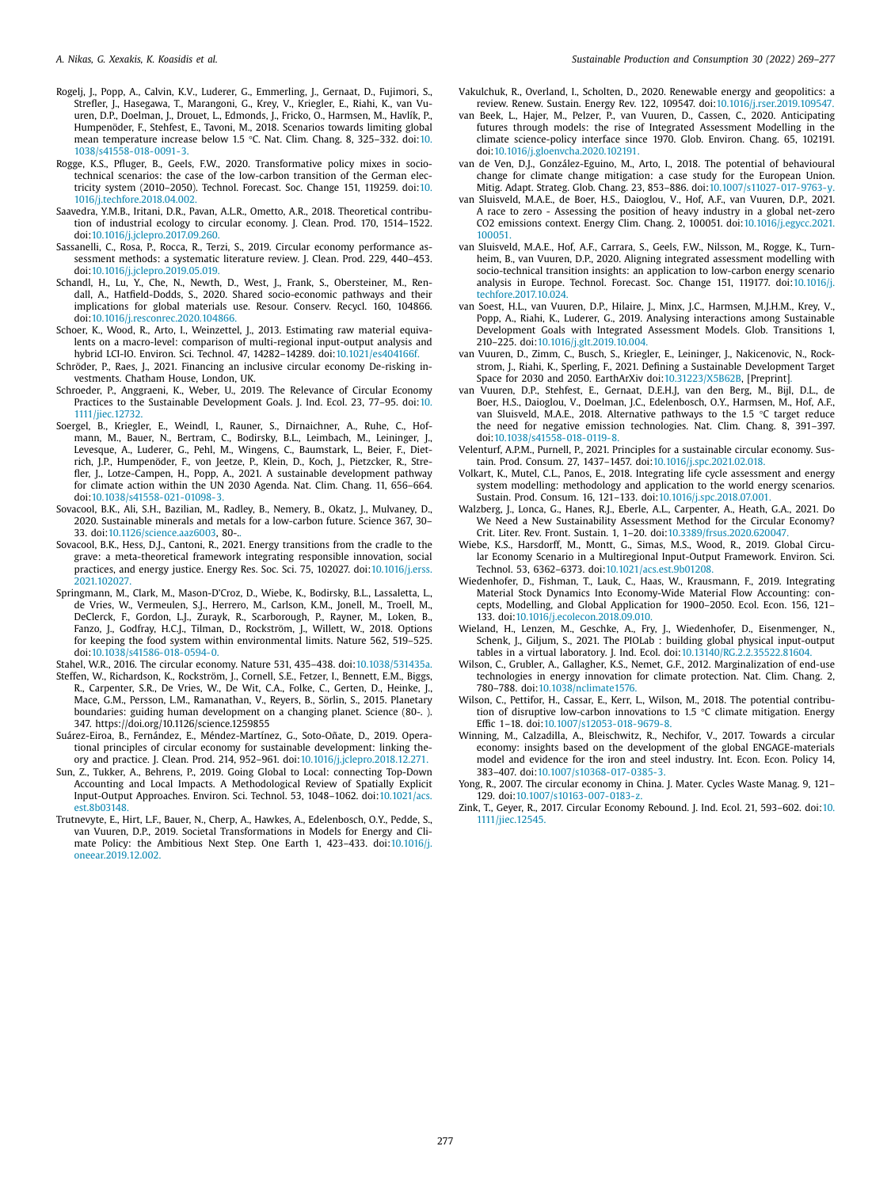Rogelj, J., Popp, A., Calvin, K.V., Luderer, G., Emmerling, J., Gernaat, D., Fujimori, S., Strefler, J., Hasegawa, T., Marangoni, G., Krey, V., Kriegler, E., Riahi, K., van Vuuren, D.P., Doelman, J., Drouet, L., Edmonds, J., Fricko, O., Harmsen, M., Havlík, P., Humpenöder, F., Stehfest, E., Tavoni, M., 2018. Scenarios towards limiting global mean temperature increase below 1.5 °C. Nat. Clim. Chang. 8, 325–332. doi:10.1038/s41558-018-0091-3.

Rogge, K.S., Pfluger, B., Geels, F.W., 2020. Transformative policy mixes in socio-technical scenarios: the case of the low-carbon transition of the German electricity system (2010–2050). Technol. Forecast. Soc. Change 151, 119259. doi:10.1016/j.techfore.2018.04.002.

Saavedra, Y.M.B., Iritani, D.R., Pavan, A.L.R., Ometto, A.R., 2018. Theoretical contribution of industrial ecology to circular economy. J. Clean. Prod. 170, 1514–1522. doi:10.1016/j.jclepro.2017.09.260.

Sassanelli, C., Rosa, P., Rocca, R., Terzi, S., 2019. Circular economy performance assessment methods: a systematic literature review. J. Clean. Prod. 229, 440–453. doi:10.1016/j.jclepro.2019.05.019.

Schandl, H., Lu, Y., Che, N., Newth, D., West, J., Frank, S., Obersteiner, M., Rendall, A., Hatfield-Dodds, S., 2020. Shared socio-economic pathways and their implications for global materials use. Resour. Conserv. Recycl. 160, 104866. doi:10.1016/j.resconrec.2020.104866.

Schoer, K., Wood, R., Arto, I., Weinzettel, J., 2013. Estimating raw material equivalents on a macro-level: comparison of multi-regional input-output analysis and hybrid LCI-IO. Environ. Sci. Technol. 47, 14282–14289. doi:10.1021/es404166f.

Schröder, P., Raes, J., 2021. Financing an inclusive circular economy De-risking investments. Chatham House, London, UK.

Schroeder, P., Anggraeni, K., Weber, U., 2019. The Relevance of Circular Economy Practices to the Sustainable Development Goals. J. Ind. Ecol. 23, 77–95. doi:10.1111/jiec.12732.

Soergel, B., Kriegler, E., Weindl, I., Rauner, S., Dirnaichner, A., Ruhe, C., Hofmann, M., Bauer, N., Bertram, C., Bodirsky, B.L., Leimbach, M., Leininger, J., Levesque, A., Luderer, G., Pehl, M., Wingens, C., Baumstark, L., Beier, F., Dietrich, J.P., Humpenöder, F., von Jeetze, P., Klein, D., Koch, J., Pietzcker, R., Strefler, J., Lotze-Campen, H., Popp, A., 2021. A sustainable development pathway for climate action within the UN 2030 Agenda. Nat. Clim. Chang. 11, 656–664. doi:10.1038/s41558-021-01098-3.

Sovacool, B.K., Ali, S.H., Bazilian, M., Radley, B., Nemery, B., Okatz, J., Mulvaney, D., 2020. Sustainable minerals and metals for a low-carbon future. Science 367, 30–33. doi:10.1126/science.aaz6003, 80-.

Sovacool, B.K., Hess, D.J., Cantoni, R., 2021. Energy transitions from the cradle to the grave: a meta-theoretical framework integrating responsible innovation, social practices, and energy justice. Energy Res. Soc. Sci. 75, 102027. doi:10.1016/j.erss.2021.102027.

Springmann, M., Clark, M., Mason-D'Croz, D., Wiebe, K., Bodirsky, B.L., Lassaletta, L., de Vries, W., Vermeulen, S.J., Herrero, M., Carlson, K.M., Jonell, M., Troell, M., DeClerck, F., Gordon, L.J., Zurayk, R., Scarborough, P., Rayner, M., Loken, B., Fanzo, J., Godfray, H.C.J., Tilman, D., Rockström, J., Willett, W., 2018. Options for keeping the food system within environmental limits. Nature 562, 519–525. doi:10.1038/s41586-018-0594-0.

Stahel, W.R., 2016. The circular economy. Nature 531, 435–438. doi:10.1038/531435a.

Steffen, W., Richardson, K., Rockström, J., Cornell, S.E., Fetzer, I., Bennett, E.M., Biggs, R., Carpenter, S.R., De Vries, W., De Wit, C.A., Folke, C., Gerten, D., Heinke, J., Mace, G.M., Persson, L.M., Ramanathan, V., Reyers, B., Sörlin, S., 2015. Planetary boundaries: guiding human development on a changing planet. Science (80-. ). 347. https://doi.org/10.1126/science.1259855

Suárez-Eiroa, B., Fernández, E., Méndez-Martínez, G., Soto-Oñate, D., 2019. Operational principles of circular economy for sustainable development: linking theory and practice. J. Clean. Prod. 214, 952–961. doi:10.1016/j.jclepro.2018.12.271.

Sun, Z., Tukker, A., Behrens, P., 2019. Going Global to Local: connecting Top-Down Accounting and Local Impacts. A Methodological Review of Spatially Explicit Input-Output Approaches. Environ. Sci. Technol. 53, 1048–1062. doi:10.1021/acs.est.8b03148.

Trutnevyte, E., Hirt, L.F., Bauer, N., Cherp, A., Hawkes, A., Edelenbosch, O.Y., Pedde, S., van Vuuren, D.P., 2019. Societal Transformations in Models for Energy and Climate Policy: the Ambitious Next Step. One Earth 1, 423–433. doi:10.1016/j.oneear.2019.12.002.

Vakulchuk, R., Overland, I., Scholten, D., 2020. Renewable energy and geopolitics: a review. Renew. Sustain. Energy Rev. 122, 109547. doi:10.1016/j.rser.2019.109547.

van Beek, L., Hajer, M., Pelzer, P., van Vuuren, D., Cassen, C., 2020. Anticipating futures through models: the rise of Integrated Assessment Modelling in the climate science-policy interface since 1970. Glob. Environ. Chang. 65, 102191. doi:10.1016/j.gloenvcha.2020.102191.

van de Ven, D.J., González-Eguino, M., Arto, I., 2018. The potential of behavioural change for climate change mitigation: a case study for the European Union. Mitig. Adapt. Strateg. Glob. Chang. 23, 853–886. doi:10.1007/s11027-017-9763-y.

van Sluisveld, M.A.E., de Boer, H.S., Daioglou, V., Hof, A.F., van Vuuren, D.P., 2021. A race to zero - Assessing the position of heavy industry in a global net-zero CO2 emissions context. Energy Clim. Chang. 2, 100051. doi:10.1016/j.egycc.2021.100051.

van Sluisveld, M.A.E., Hof, A.F., Carrara, S., Geels, F.W., Nilsson, M., Rogge, K., Turnheim, B., van Vuuren, D.P., 2020. Aligning integrated assessment modelling with socio-technical transition insights: an application to low-carbon energy scenario analysis in Europe. Technol. Forecast. Soc. Change 151, 119177. doi:10.1016/j.techfore.2017.10.024.

van Soest, H.L., van Vuuren, D.P., Hilaire, J., Minx, J.C., Harmsen, M.J.H.M., Krey, V., Popp, A., Riahi, K., Luderer, G., 2019. Analysing interactions among Sustainable Development Goals with Integrated Assessment Models. Glob. Transitions 1, 210–225. doi:10.1016/j.glt.2019.10.004.

van Vuuren, D., Zimm, C., Busch, S., Kriegler, E., Leininger, J., Nakicenovic, N., Rockstrom, J., Riahi, K., Sperling, F., 2021. Defining a Sustainable Development Target Space for 2030 and 2050. EarthArXiv doi:10.31223/X5B62B, [Preprint].

van Vuuren, D.P., Stehfest, E., Gernaat, D.E.H.J, van den Berg, M., Bijl, D.L., de Boer, H.S., Daioglou, V., Doelman, J.C., Edelenbosch, O.Y., Harmsen, M., Hof, A.F., van Sluisveld, M.A.E., 2018. Alternative pathways to the 1.5 °C target reduce the need for negative emission technologies. Nat. Clim. Chang. 8, 391–397. doi:10.1038/s41558-018-0119-8.

Velenturf, A.P.M., Purnell, P., 2021. Principles for a sustainable circular economy. Sustain. Prod. Consum. 27, 1437–1457. doi:10.1016/j.spc.2021.02.018.

Volkart, K., Mutel, C.L., Panos, E., 2018. Integrating life cycle assessment and energy system modelling: methodology and application to the world energy scenarios. Sustain. Prod. Consum. 16, 121–133. doi:10.1016/j.spc.2018.07.001.

Walzberg, J., Lonca, G., Hanes, R.J., Eberle, A.L., Carpenter, A., Heath, G.A., 2021. Do We Need a New Sustainability Assessment Method for the Circular Economy? Crit. Liter. Rev. Front. Sustain. 1, 1–20. doi:10.3389/frsus.2020.620047.

Wiebe, K.S., Harsdorff, M., Montt, G., Simas, M.S., Wood, R., 2019. Global Circular Economy Scenario in a Multiregional Input-Output Framework. Environ. Sci. Technol. 53, 6362–6373. doi:10.1021/acs.est.9b01208.

Wiedenhofer, D., Fishman, T., Lauk, C., Haas, W., Krausmann, F., 2019. Integrating Material Stock Dynamics Into Economy-Wide Material Flow Accounting: concepts, Modelling, and Global Application for 1900–2050. Ecol. Econ. 156, 121–133. doi:10.1016/j.ecolecon.2018.09.010.

Wieland, H., Lenzen, M., Geschke, A., Fry, J., Wiedenhofer, D., Eisenmenger, N., Schenk, J., Giljum, S., 2021. The PIOLab : building global physical input-output tables in a virtual laboratory. J. Ind. Ecol. doi:10.13140/RG.2.2.35522.81604.

Wilson, C., Grubler, A., Gallagher, K.S., Nemet, G.F., 2012. Marginalization of end-use technologies in energy innovation for climate protection. Nat. Clim. Chang. 2, 780–788. doi:10.1038/nclimate1576.

Wilson, C., Pettifor, H., Cassar, E., Kerr, L., Wilson, M., 2018. The potential contribution of disruptive low-carbon innovations to 1.5 °C climate mitigation. Energy Effic 1–18. doi:10.1007/s12053-018-9679-8.

Winning, M., Calzadilla, A., Bleischwitz, R., Nechifor, V., 2017. Towards a circular economy: insights based on the development of the global ENGAGE-materials model and evidence for the iron and steel industry. Int. Econ. Econ. Policy 14, 383–407. doi:10.1007/s10368-017-0385-3.

Yong, R., 2007. The circular economy in China. J. Mater. Cycles Waste Manag. 9, 121–129. doi:10.1007/s10163-007-0183-z.

Zink, T., Geyer, R., 2017. Circular Economy Rebound. J. Ind. Ecol. 21, 593–602. doi:10.1111/jiec.12545.